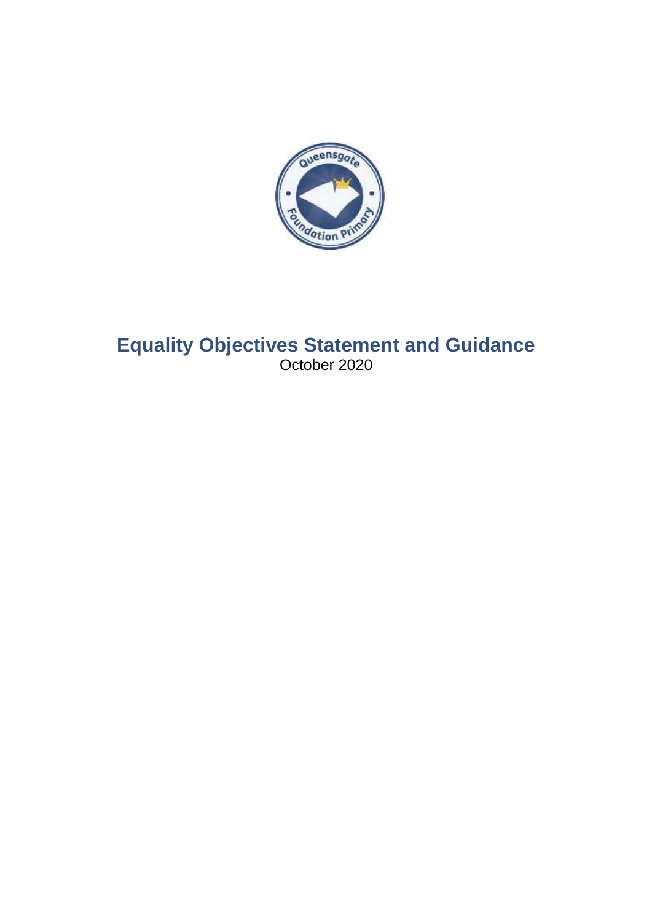# Equality Objectives Statement and Guidance

October 2020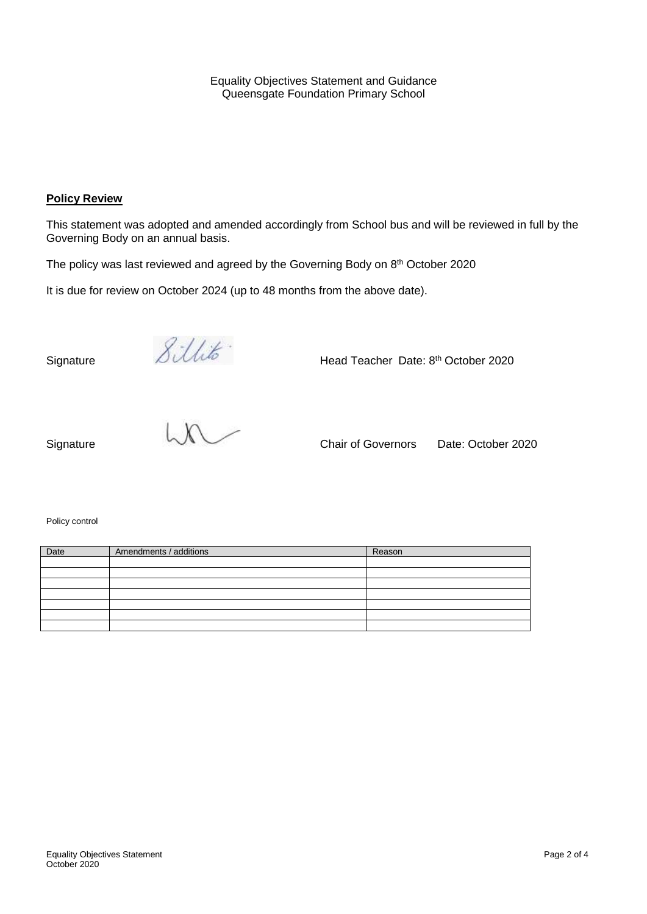Equality Objectives Statement and Guidance
Queensgate Foundation Primary School

**Policy Review**

This statement was adopted and amended accordingly from School bus and will be reviewed in full by the Governing Body on an annual basis.

The policy was last reviewed and agreed by the Governing Body on 8th October 2020

It is due for review on October 2024 (up to 48 months from the above date).

Signature Head Teacher Date: 8th October 2020

Signature Chair of Governors Date: October 2020

Policy control

| Date | Amendments / additions | Reason |
|---|---|---|
| | | |
| | | |
| | | |
| | | |
| | | |
| | | |
| | | |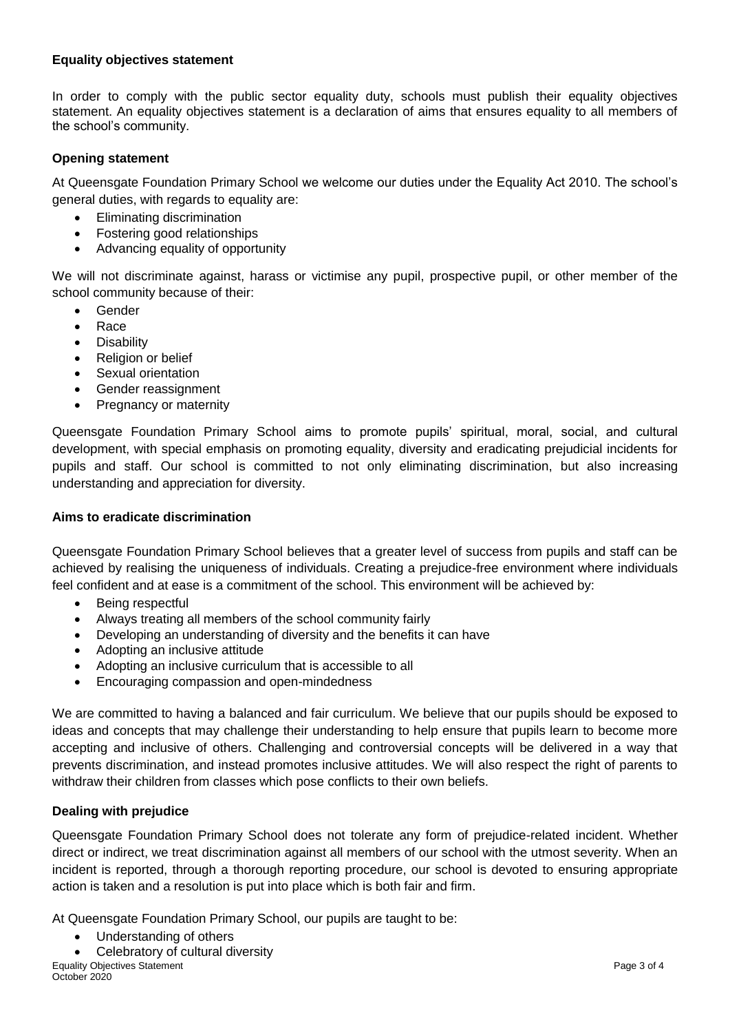**Equality objectives statement**

In order to comply with the public sector equality duty, schools must publish their equality objectives statement. An equality objectives statement is a declaration of aims that ensures equality to all members of the school's community.

**Opening statement**

At Queensgate Foundation Primary School we welcome our duties under the Equality Act 2010. The school's general duties, with regards to equality are:

- Eliminating discrimination
- Fostering good relationships
- Advancing equality of opportunity

We will not discriminate against, harass or victimise any pupil, prospective pupil, or other member of the school community because of their:

- Gender
- Race
- Disability
- Religion or belief
- Sexual orientation
- Gender reassignment
- Pregnancy or maternity

Queensgate Foundation Primary School aims to promote pupils' spiritual, moral, social, and cultural development, with special emphasis on promoting equality, diversity and eradicating prejudicial incidents for pupils and staff. Our school is committed to not only eliminating discrimination, but also increasing understanding and appreciation for diversity.

**Aims to eradicate discrimination**

Queensgate Foundation Primary School believes that a greater level of success from pupils and staff can be achieved by realising the uniqueness of individuals. Creating a prejudice-free environment where individuals feel confident and at ease is a commitment of the school. This environment will be achieved by:

- Being respectful
- Always treating all members of the school community fairly
- Developing an understanding of diversity and the benefits it can have
- Adopting an inclusive attitude
- Adopting an inclusive curriculum that is accessible to all
- Encouraging compassion and open-mindedness

We are committed to having a balanced and fair curriculum. We believe that our pupils should be exposed to ideas and concepts that may challenge their understanding to help ensure that pupils learn to become more accepting and inclusive of others. Challenging and controversial concepts will be delivered in a way that prevents discrimination, and instead promotes inclusive attitudes. We will also respect the right of parents to withdraw their children from classes which pose conflicts to their own beliefs.

**Dealing with prejudice**

Queensgate Foundation Primary School does not tolerate any form of prejudice-related incident. Whether direct or indirect, we treat discrimination against all members of our school with the utmost severity. When an incident is reported, through a thorough reporting procedure, our school is devoted to ensuring appropriate action is taken and a resolution is put into place which is both fair and firm.

At Queensgate Foundation Primary School, our pupils are taught to be:

- Understanding of others
- Celebratory of cultural diversity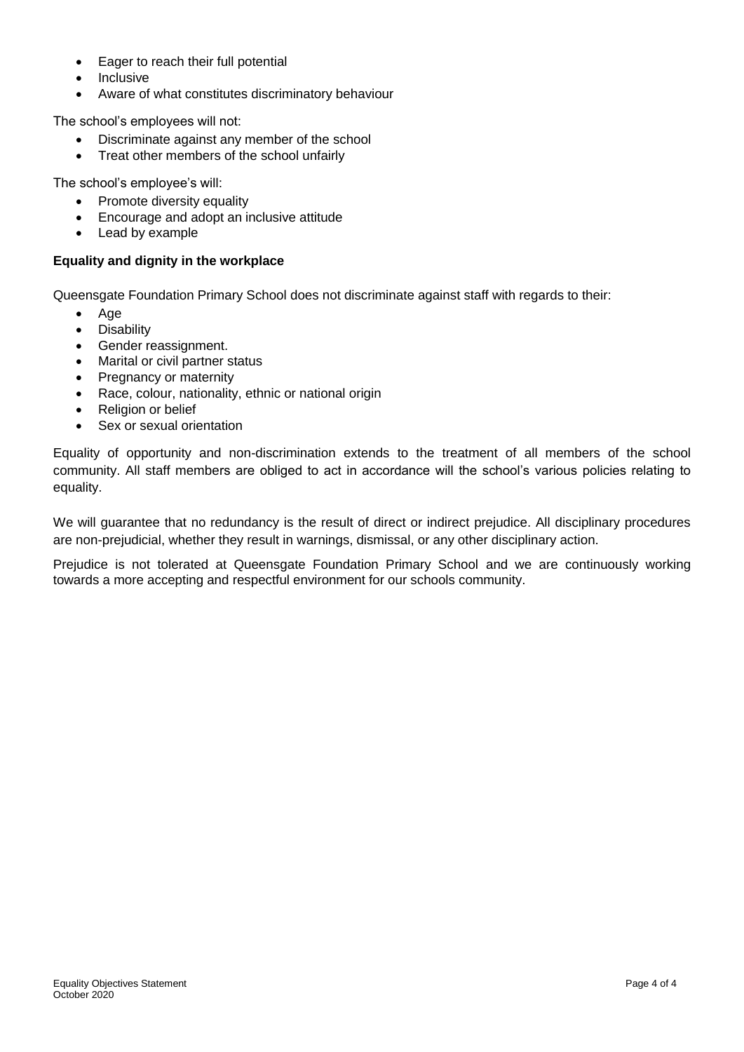- Eager to reach their full potential
- Inclusive
- Aware of what constitutes discriminatory behaviour

The school's employees will not:

- Discriminate against any member of the school
- Treat other members of the school unfairly

The school's employee's will:

- Promote diversity equality
- Encourage and adopt an inclusive attitude
- Lead by example

**Equality and dignity in the workplace**

Queensgate Foundation Primary School does not discriminate against staff with regards to their:

- Age
- Disability
- Gender reassignment.
- Marital or civil partner status
- Pregnancy or maternity
- Race, colour, nationality, ethnic or national origin
- Religion or belief
- Sex or sexual orientation

Equality of opportunity and non-discrimination extends to the treatment of all members of the school community. All staff members are obliged to act in accordance will the school's various policies relating to equality.

We will guarantee that no redundancy is the result of direct or indirect prejudice. All disciplinary procedures are non-prejudicial, whether they result in warnings, dismissal, or any other disciplinary action.

Prejudice is not tolerated at Queensgate Foundation Primary School and we are continuously working towards a more accepting and respectful environment for our schools community.